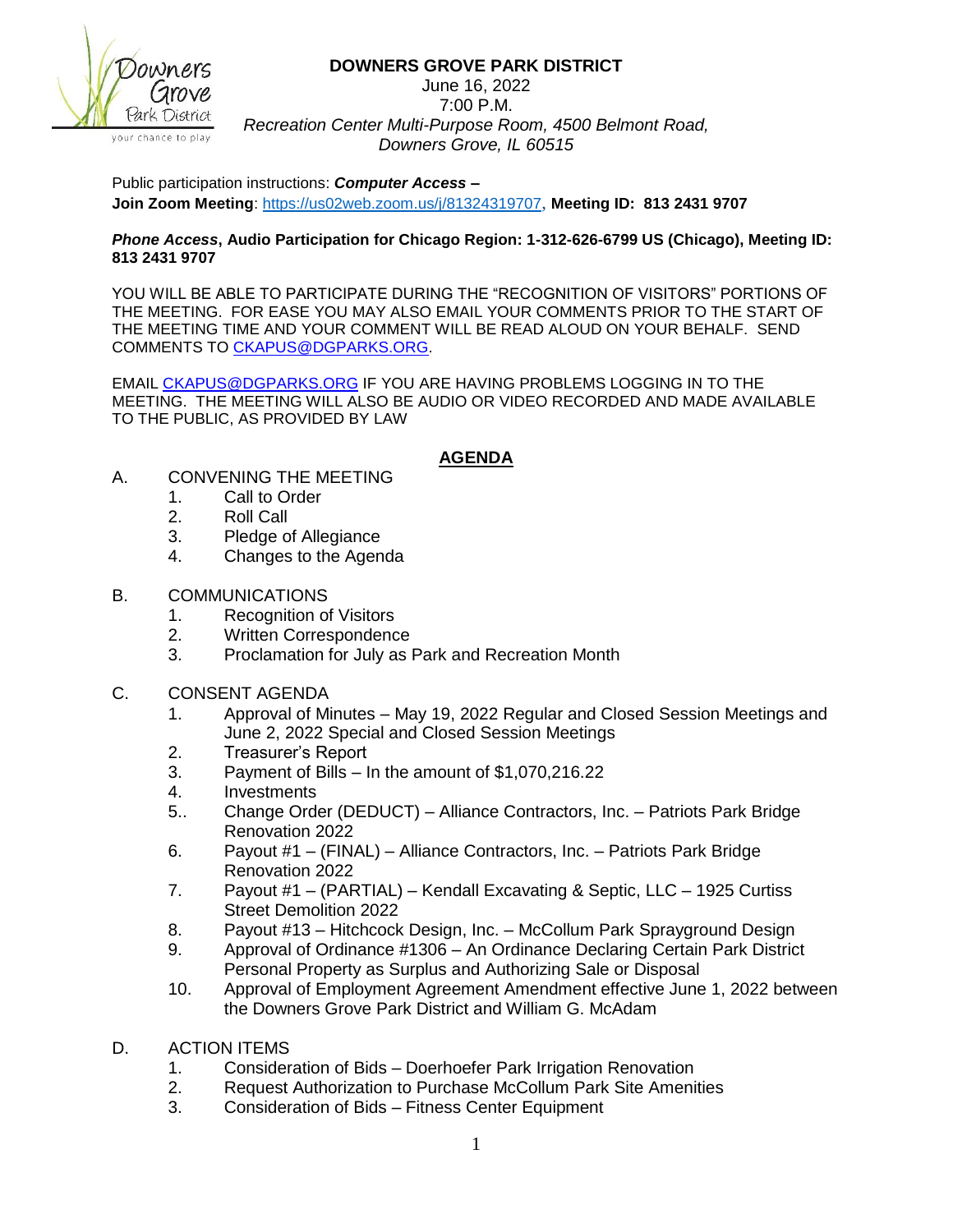# DOWNERS GROVE PARK DISTRICT

June 16, 2022
7:00 P.M.
*Recreation Center Multi-Purpose Room, 4500 Belmont Road, Downers Grove, IL 60515*

Public participation instructions: ***Computer Access –***
**Join Zoom Meeting**: https://us02web.zoom.us/j/81324319707, **Meeting ID: 813 2431 9707**

***Phone Access*, Audio Participation for Chicago Region: 1-312-626-6799 US (Chicago), Meeting ID: 813 2431 9707**

YOU WILL BE ABLE TO PARTICIPATE DURING THE "RECOGNITION OF VISITORS" PORTIONS OF THE MEETING. FOR EASE YOU MAY ALSO EMAIL YOUR COMMENTS PRIOR TO THE START OF THE MEETING TIME AND YOUR COMMENT WILL BE READ ALOUD ON YOUR BEHALF. SEND COMMENTS TO CKAPUS@DGPARKS.ORG.

EMAIL CKAPUS@DGPARKS.ORG IF YOU ARE HAVING PROBLEMS LOGGING IN TO THE MEETING. THE MEETING WILL ALSO BE AUDIO OR VIDEO RECORDED AND MADE AVAILABLE TO THE PUBLIC, AS PROVIDED BY LAW

## AGENDA

A. CONVENING THE MEETING
   1. Call to Order
   2. Roll Call
   3. Pledge of Allegiance
   4. Changes to the Agenda

B. COMMUNICATIONS
   1. Recognition of Visitors
   2. Written Correspondence
   3. Proclamation for July as Park and Recreation Month

C. CONSENT AGENDA
   1. Approval of Minutes – May 19, 2022 Regular and Closed Session Meetings and June 2, 2022 Special and Closed Session Meetings
   2. Treasurer's Report
   3. Payment of Bills – In the amount of $1,070,216.22
   4. Investments
   5.. Change Order (DEDUCT) – Alliance Contractors, Inc. – Patriots Park Bridge Renovation 2022
   6. Payout #1 – (FINAL) – Alliance Contractors, Inc. – Patriots Park Bridge Renovation 2022
   7. Payout #1 – (PARTIAL) – Kendall Excavating & Septic, LLC – 1925 Curtiss Street Demolition 2022
   8. Payout #13 – Hitchcock Design, Inc. – McCollum Park Sprayground Design
   9. Approval of Ordinance #1306 – An Ordinance Declaring Certain Park District Personal Property as Surplus and Authorizing Sale or Disposal
   10. Approval of Employment Agreement Amendment effective June 1, 2022 between the Downers Grove Park District and William G. McAdam

D. ACTION ITEMS
   1. Consideration of Bids – Doerhoefer Park Irrigation Renovation
   2. Request Authorization to Purchase McCollum Park Site Amenities
   3. Consideration of Bids – Fitness Center Equipment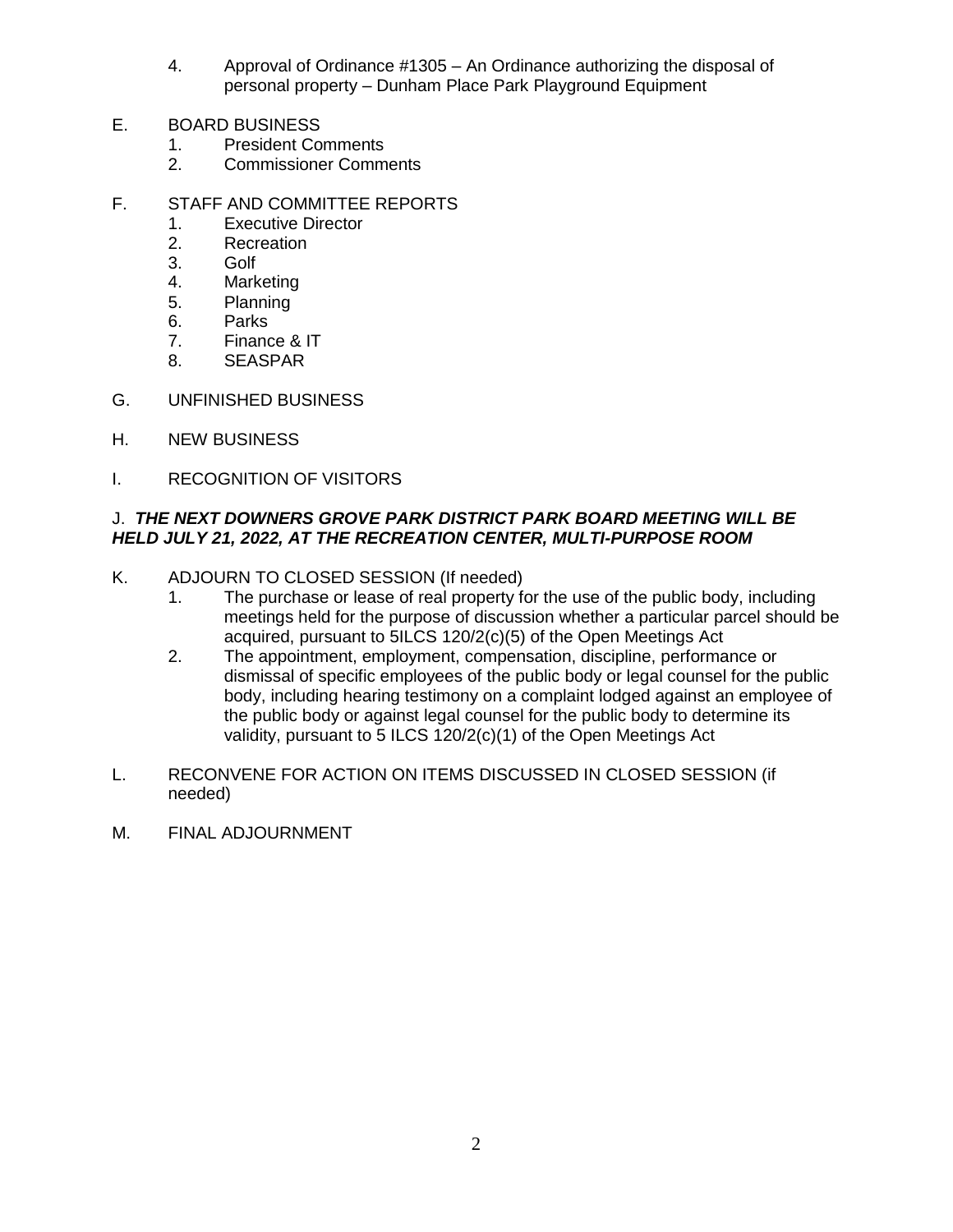4. Approval of Ordinance #1305 – An Ordinance authorizing the disposal of personal property – Dunham Place Park Playground Equipment

E. BOARD BUSINESS
   1. President Comments
   2. Commissioner Comments

F. STAFF AND COMMITTEE REPORTS
   1. Executive Director
   2. Recreation
   3. Golf
   4. Marketing
   5. Planning
   6. Parks
   7. Finance & IT
   8. SEASPAR

G. UNFINISHED BUSINESS

H. NEW BUSINESS

I. RECOGNITION OF VISITORS

J. ***THE NEXT DOWNERS GROVE PARK DISTRICT PARK BOARD MEETING WILL BE HELD JULY 21, 2022, AT THE RECREATION CENTER, MULTI-PURPOSE ROOM***

K. ADJOURN TO CLOSED SESSION (If needed)
   1. The purchase or lease of real property for the use of the public body, including meetings held for the purpose of discussion whether a particular parcel should be acquired, pursuant to 5ILCS 120/2(c)(5) of the Open Meetings Act
   2. The appointment, employment, compensation, discipline, performance or dismissal of specific employees of the public body or legal counsel for the public body, including hearing testimony on a complaint lodged against an employee of the public body or against legal counsel for the public body to determine its validity, pursuant to 5 ILCS 120/2(c)(1) of the Open Meetings Act

L. RECONVENE FOR ACTION ON ITEMS DISCUSSED IN CLOSED SESSION (if needed)

M. FINAL ADJOURNMENT